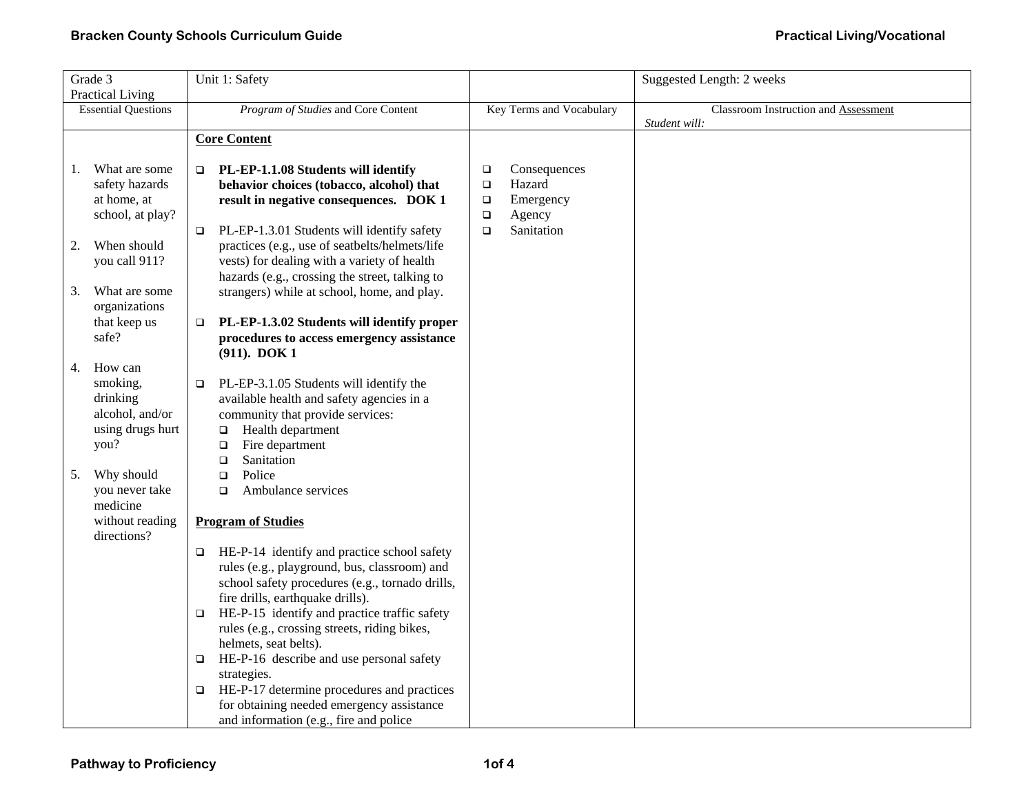| Grade 3 Practical Living | Unit 1: Safety | | Suggested Length: 2 weeks |
|---|---|---|---|
| Essential Questions | *Program of Studies* and Core Content | Key Terms and Vocabulary | Classroom Instruction and Assessment *Student will:* |
| 1. What are some safety hazards at home, at school, at play?<br><br>2. When should you call 911?<br><br>3. What are some organizations that keep us safe?<br><br>4. How can smoking, drinking alcohol, and/or using drugs hurt you?<br><br>5. Why should you never take medicine without reading directions? | **Core Content**<br><br>❑ **PL-EP-1.1.08 Students will identify behavior choices (tobacco, alcohol) that result in negative consequences. DOK 1**<br><br>❑ PL-EP-1.3.01 Students will identify safety practices (e.g., use of seatbelts/helmets/life vests) for dealing with a variety of health hazards (e.g., crossing the street, talking to strangers) while at school, home, and play.<br><br>❑ **PL-EP-1.3.02 Students will identify proper procedures to access emergency assistance (911). DOK 1**<br><br>❑ PL-EP-3.1.05 Students will identify the available health and safety agencies in a community that provide services:<br>❑ Health department<br>❑ Fire department<br>❑ Sanitation<br>❑ Police<br>❑ Ambulance services<br><br>**Program of Studies**<br><br>❑ HE-P-14 identify and practice school safety rules (e.g., playground, bus, classroom) and school safety procedures (e.g., tornado drills, fire drills, earthquake drills).<br>❑ HE-P-15 identify and practice traffic safety rules (e.g., crossing streets, riding bikes, helmets, seat belts).<br>❑ HE-P-16 describe and use personal safety strategies.<br>❑ HE-P-17 determine procedures and practices for obtaining needed emergency assistance and information (e.g., fire and police | ❑ Consequences<br>❑ Hazard<br>❑ Emergency<br>❑ Agency<br>❑ Sanitation | |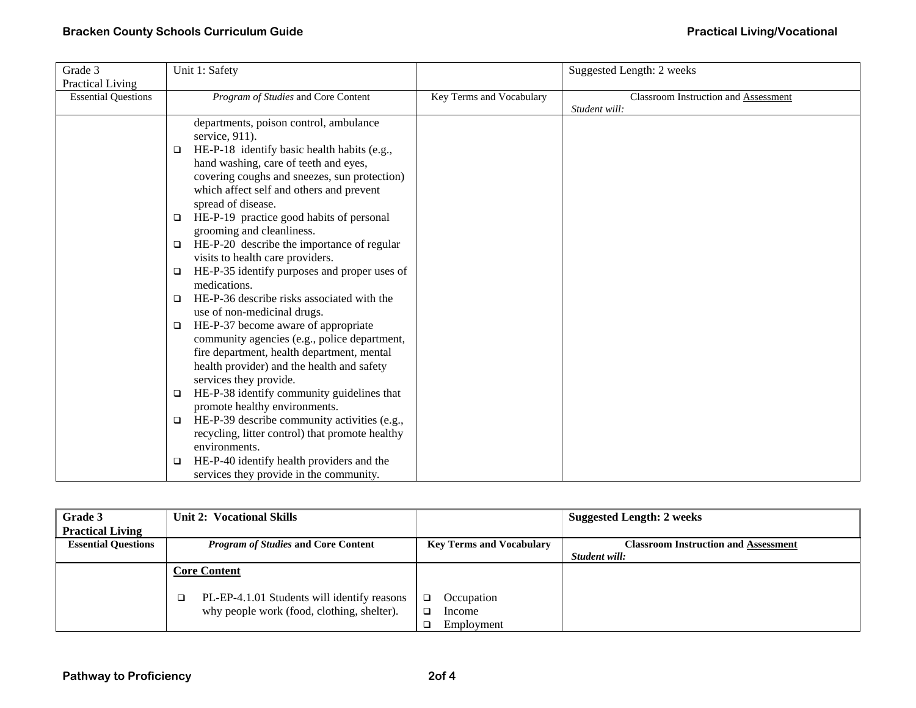| Grade 3 Practical Living | Unit 1: Safety | | Suggested Length: 2 weeks |
|---|---|---|---|
| Essential Questions | *Program of Studies* and Core Content | Key Terms and Vocabulary | Classroom Instruction and Assessment *Student will:* |
| | departments, poison control, ambulance service, 911).<br>❑ HE-P-18 identify basic health habits (e.g., hand washing, care of teeth and eyes, covering coughs and sneezes, sun protection) which affect self and others and prevent spread of disease.<br>❑ HE-P-19 practice good habits of personal grooming and cleanliness.<br>❑ HE-P-20 describe the importance of regular visits to health care providers.<br>❑ HE-P-35 identify purposes and proper uses of medications.<br>❑ HE-P-36 describe risks associated with the use of non-medicinal drugs.<br>❑ HE-P-37 become aware of appropriate community agencies (e.g., police department, fire department, health department, mental health provider) and the health and safety services they provide.<br>❑ HE-P-38 identify community guidelines that promote healthy environments.<br>❑ HE-P-39 describe community activities (e.g., recycling, litter control) that promote healthy environments.<br>❑ HE-P-40 identify health providers and the services they provide in the community. | | |

| **Grade 3 Practical Living** | **Unit 2: Vocational Skills** | | **Suggested Length: 2 weeks** |
|---|---|---|---|
| **Essential Questions** | ***Program of Studies* and Core Content** | **Key Terms and Vocabulary** | **Classroom Instruction and Assessment** ***Student will:*** |
| | **Core Content**<br><br>❑ PL-EP-4.1.01 Students will identify reasons why people work (food, clothing, shelter). | ❑ Occupation<br>❑ Income<br>❑ Employment | |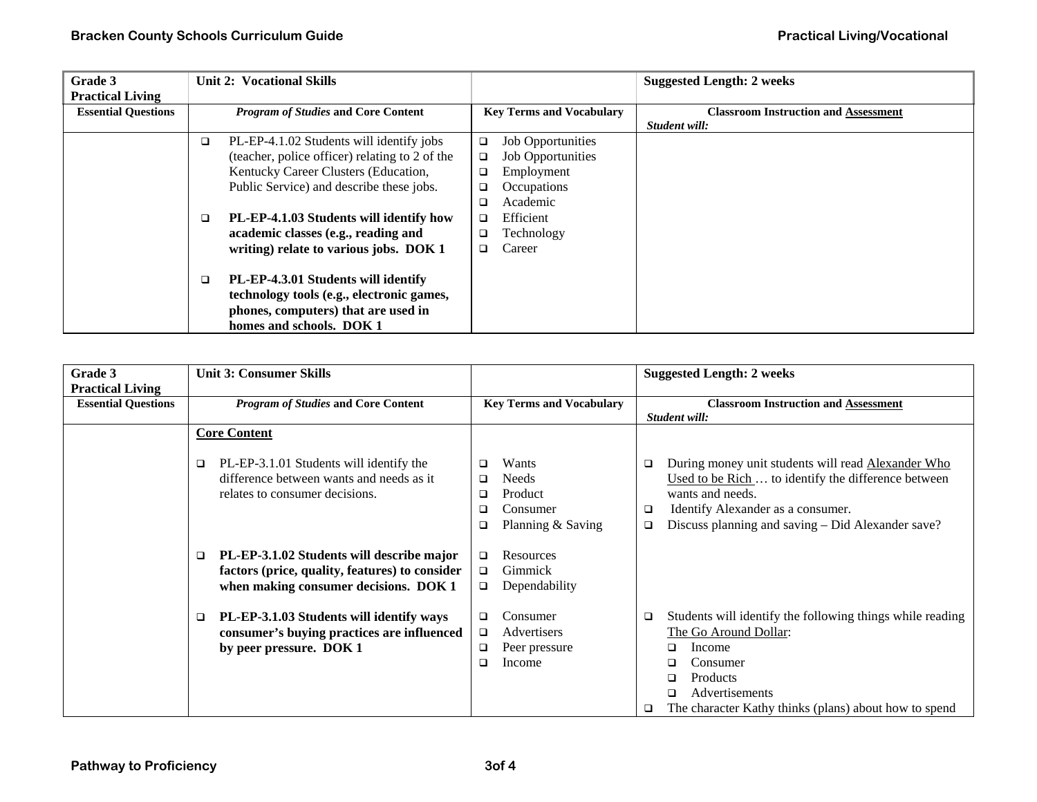| Grade 3 Practical Living | Unit 2: Vocational Skills | | Suggested Length: 2 weeks |
|---|---|---|---|
| **Essential Questions** | ***Program of Studies* and Core Content** | **Key Terms and Vocabulary** | **Classroom Instruction and Assessment** *Student will:* |
| | ❑ PL-EP-4.1.02 Students will identify jobs (teacher, police officer) relating to 2 of the Kentucky Career Clusters (Education, Public Service) and describe these jobs.<br><br>❑ **PL-EP-4.1.03 Students will identify how academic classes (e.g., reading and writing) relate to various jobs. DOK 1**<br><br>❑ **PL-EP-4.3.01 Students will identify technology tools (e.g., electronic games, phones, computers) that are used in homes and schools. DOK 1** | ❑ Job Opportunities<br>❑ Job Opportunities<br>❑ Employment<br>❑ Occupations<br>❑ Academic<br>❑ Efficient<br>❑ Technology<br>❑ Career | |

| Grade 3 Practical Living | Unit 3: Consumer Skills | | Suggested Length: 2 weeks |
|---|---|---|---|
| **Essential Questions** | ***Program of Studies* and Core Content** | **Key Terms and Vocabulary** | **Classroom Instruction and Assessment** *Student will:* |
| | **Core Content**<br><br>❑ PL-EP-3.1.01 Students will identify the difference between wants and needs as it relates to consumer decisions. | ❑ Wants<br>❑ Needs<br>❑ Product<br>❑ Consumer<br>❑ Planning & Saving | ❑ During money unit students will read Alexander Who Used to be Rich … to identify the difference between wants and needs.<br>❑ Identify Alexander as a consumer.<br>❑ Discuss planning and saving – Did Alexander save? |
| | ❑ **PL-EP-3.1.02 Students will describe major factors (price, quality, features) to consider when making consumer decisions. DOK 1** | ❑ Resources<br>❑ Gimmick<br>❑ Dependability | |
| | ❑ **PL-EP-3.1.03 Students will identify ways consumer's buying practices are influenced by peer pressure. DOK 1** | ❑ Consumer<br>❑ Advertisers<br>❑ Peer pressure<br>❑ Income | ❑ Students will identify the following things while reading The Go Around Dollar:<br>❑ Income<br>❑ Consumer<br>❑ Products<br>❑ Advertisements<br>❑ The character Kathy thinks (plans) about how to spend |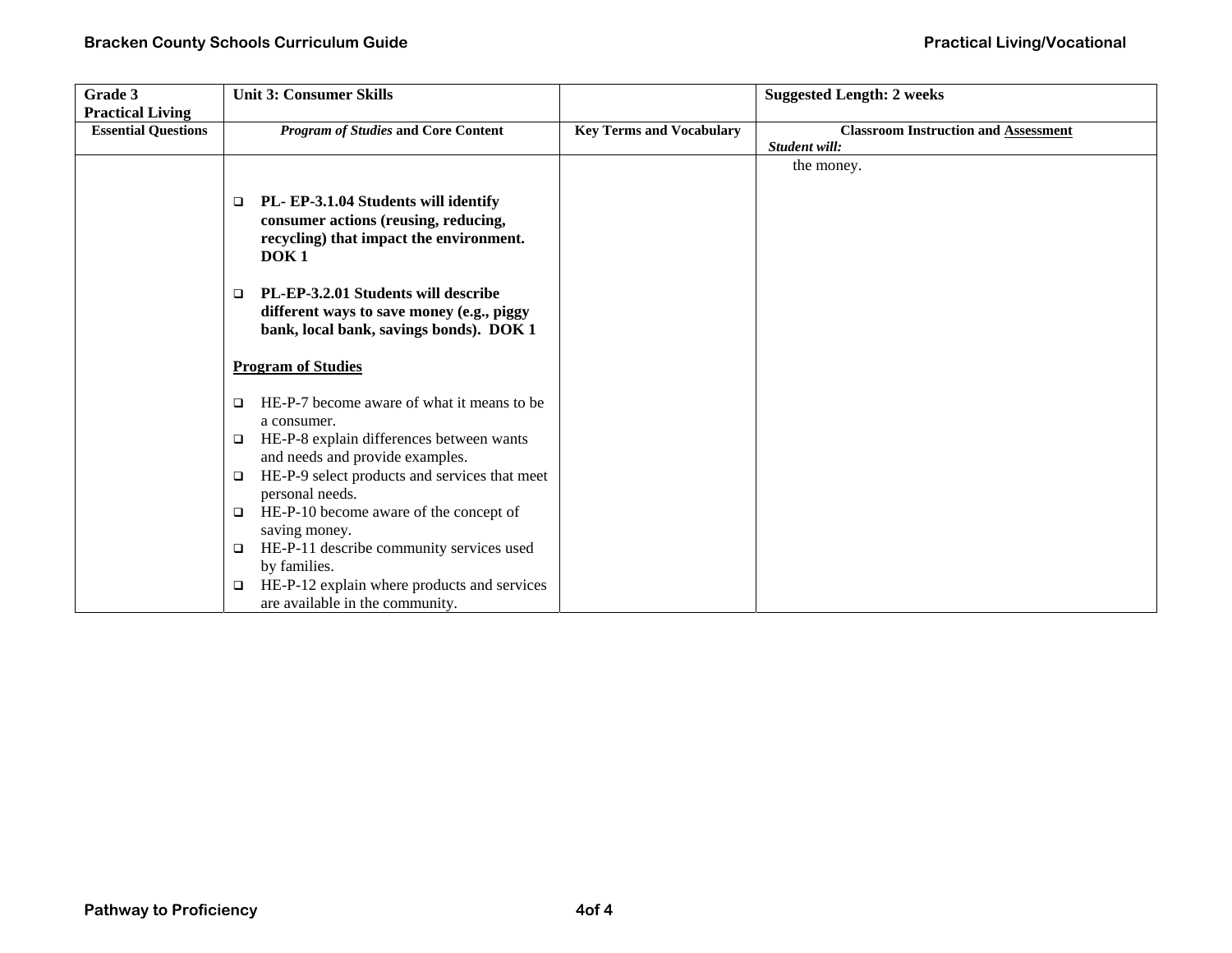| Grade 3 Practical Living | Unit 3: Consumer Skills | | Suggested Length: 2 weeks |
|---|---|---|---|
| **Essential Questions** | ***Program of Studies* and Core Content** | **Key Terms and Vocabulary** | **Classroom Instruction and Assessment** *Student will:* |
| | ❑ **PL- EP-3.1.04 Students will identify consumer actions (reusing, reducing, recycling) that impact the environment. DOK 1**<br><br>❑ **PL-EP-3.2.01 Students will describe different ways to save money (e.g., piggy bank, local bank, savings bonds). DOK 1**<br><br>**Program of Studies**<br><br>❑ HE-P-7 become aware of what it means to be a consumer.<br>❑ HE-P-8 explain differences between wants and needs and provide examples.<br>❑ HE-P-9 select products and services that meet personal needs.<br>❑ HE-P-10 become aware of the concept of saving money.<br>❑ HE-P-11 describe community services used by families.<br>❑ HE-P-12 explain where products and services are available in the community. | | the money. |